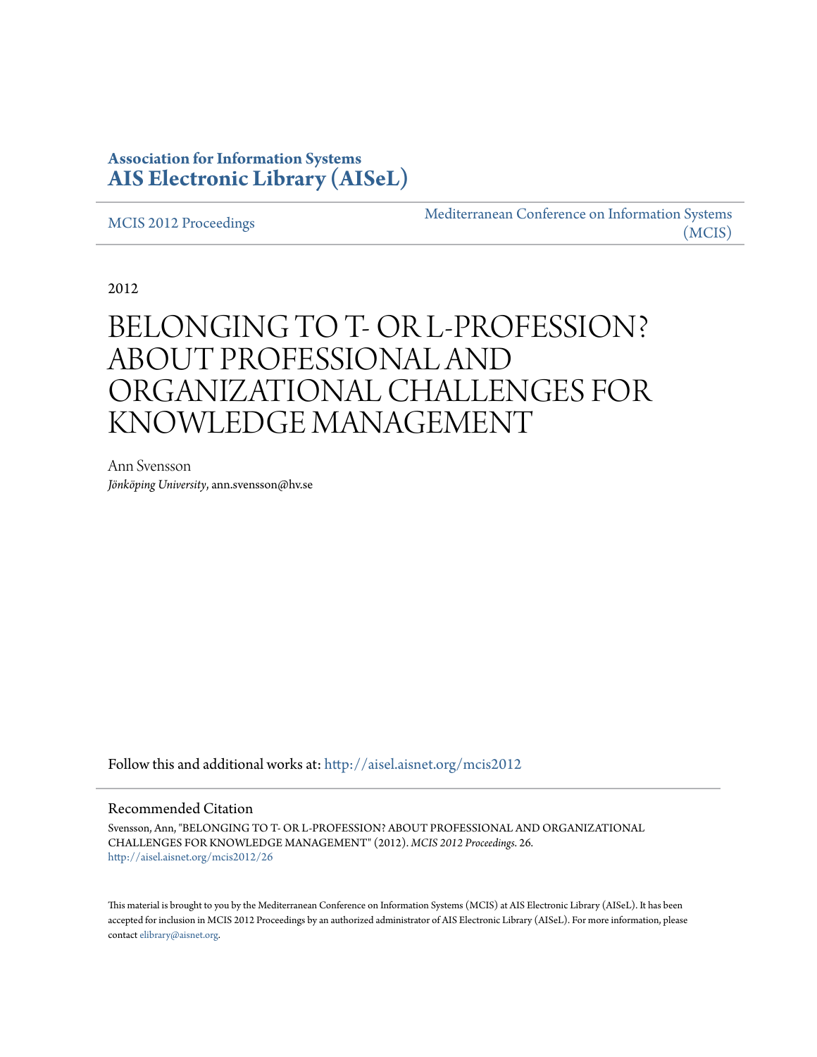**Association for Information Systems**
**AIS Electronic Library (AISeL)**

MCIS 2012 Proceedings

Mediterranean Conference on Information Systems (MCIS)

2012

# BELONGING TO T- OR L-PROFESSION? ABOUT PROFESSIONAL AND ORGANIZATIONAL CHALLENGES FOR KNOWLEDGE MANAGEMENT

Ann Svensson
*Jönköping University*, ann.svensson@hv.se

Follow this and additional works at: http://aisel.aisnet.org/mcis2012

## Recommended Citation

Svensson, Ann, "BELONGING TO T- OR L-PROFESSION? ABOUT PROFESSIONAL AND ORGANIZATIONAL CHALLENGES FOR KNOWLEDGE MANAGEMENT" (2012). *MCIS 2012 Proceedings*. 26.
http://aisel.aisnet.org/mcis2012/26

This material is brought to you by the Mediterranean Conference on Information Systems (MCIS) at AIS Electronic Library (AISeL). It has been accepted for inclusion in MCIS 2012 Proceedings by an authorized administrator of AIS Electronic Library (AISeL). For more information, please contact elibrary@aisnet.org.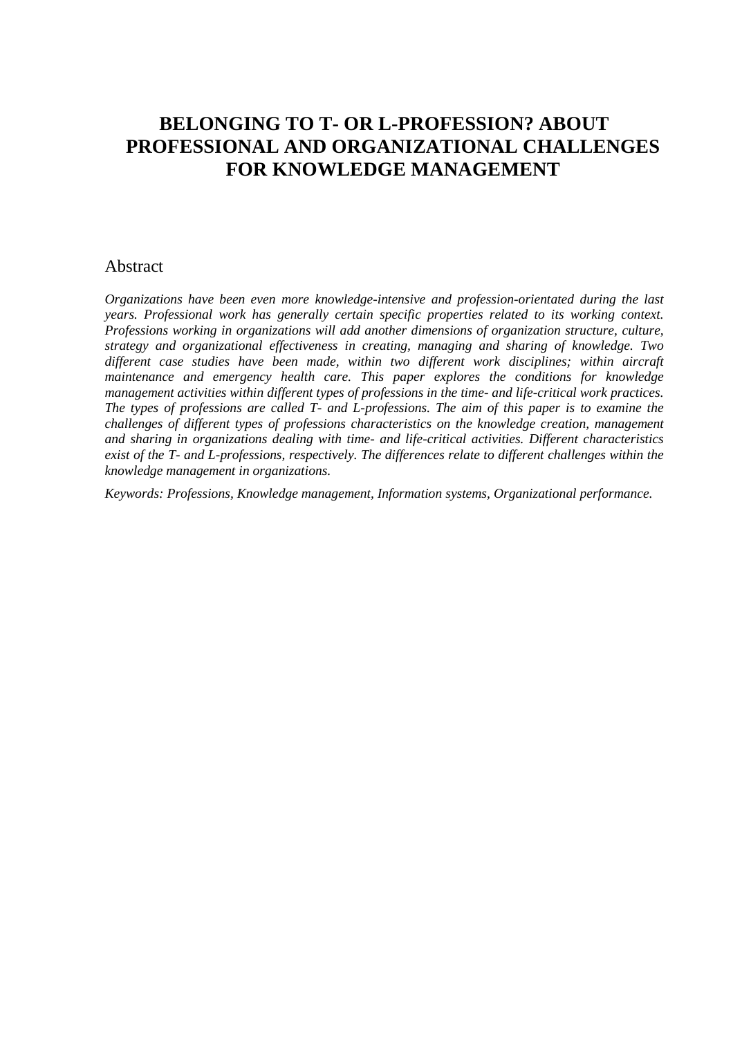# BELONGING TO T- OR L-PROFESSION? ABOUT PROFESSIONAL AND ORGANIZATIONAL CHALLENGES FOR KNOWLEDGE MANAGEMENT

## Abstract

*Organizations have been even more knowledge-intensive and profession-orientated during the last years. Professional work has generally certain specific properties related to its working context. Professions working in organizations will add another dimensions of organization structure, culture, strategy and organizational effectiveness in creating, managing and sharing of knowledge. Two different case studies have been made, within two different work disciplines; within aircraft maintenance and emergency health care. This paper explores the conditions for knowledge management activities within different types of professions in the time- and life-critical work practices. The types of professions are called T- and L-professions. The aim of this paper is to examine the challenges of different types of professions characteristics on the knowledge creation, management and sharing in organizations dealing with time- and life-critical activities. Different characteristics exist of the T- and L-professions, respectively. The differences relate to different challenges within the knowledge management in organizations.*

*Keywords: Professions, Knowledge management, Information systems, Organizational performance.*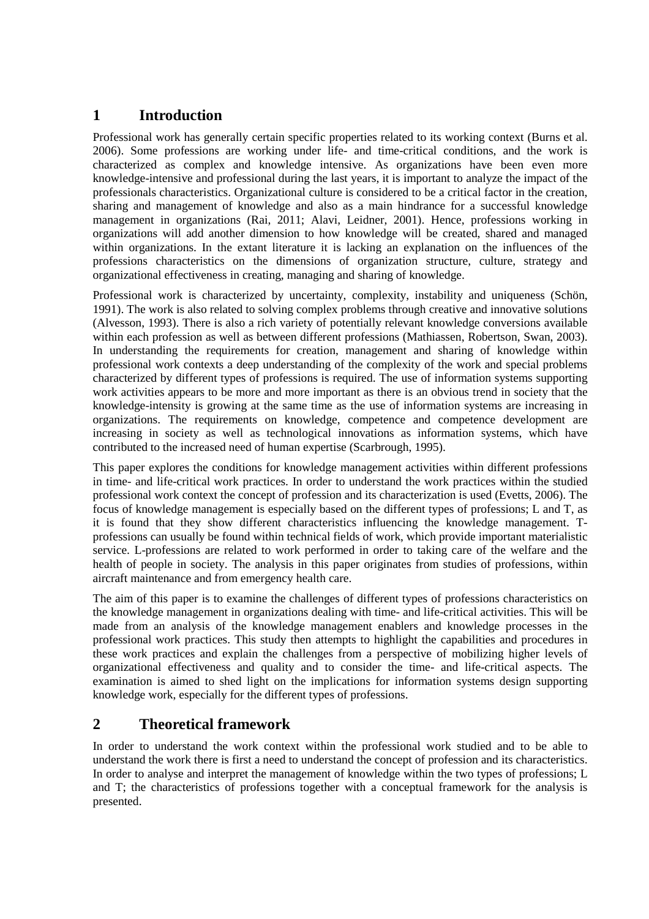# 1 Introduction

Professional work has generally certain specific properties related to its working context (Burns et al. 2006). Some professions are working under life- and time-critical conditions, and the work is characterized as complex and knowledge intensive. As organizations have been even more knowledge-intensive and professional during the last years, it is important to analyze the impact of the professionals characteristics. Organizational culture is considered to be a critical factor in the creation, sharing and management of knowledge and also as a main hindrance for a successful knowledge management in organizations (Rai, 2011; Alavi, Leidner, 2001). Hence, professions working in organizations will add another dimension to how knowledge will be created, shared and managed within organizations. In the extant literature it is lacking an explanation on the influences of the professions characteristics on the dimensions of organization structure, culture, strategy and organizational effectiveness in creating, managing and sharing of knowledge.

Professional work is characterized by uncertainty, complexity, instability and uniqueness (Schön, 1991). The work is also related to solving complex problems through creative and innovative solutions (Alvesson, 1993). There is also a rich variety of potentially relevant knowledge conversions available within each profession as well as between different professions (Mathiassen, Robertson, Swan, 2003). In understanding the requirements for creation, management and sharing of knowledge within professional work contexts a deep understanding of the complexity of the work and special problems characterized by different types of professions is required. The use of information systems supporting work activities appears to be more and more important as there is an obvious trend in society that the knowledge-intensity is growing at the same time as the use of information systems are increasing in organizations. The requirements on knowledge, competence and competence development are increasing in society as well as technological innovations as information systems, which have contributed to the increased need of human expertise (Scarbrough, 1995).

This paper explores the conditions for knowledge management activities within different professions in time- and life-critical work practices. In order to understand the work practices within the studied professional work context the concept of profession and its characterization is used (Evetts, 2006). The focus of knowledge management is especially based on the different types of professions; L and T, as it is found that they show different characteristics influencing the knowledge management. T-professions can usually be found within technical fields of work, which provide important materialistic service. L-professions are related to work performed in order to taking care of the welfare and the health of people in society. The analysis in this paper originates from studies of professions, within aircraft maintenance and from emergency health care.

The aim of this paper is to examine the challenges of different types of professions characteristics on the knowledge management in organizations dealing with time- and life-critical activities. This will be made from an analysis of the knowledge management enablers and knowledge processes in the professional work practices. This study then attempts to highlight the capabilities and procedures in these work practices and explain the challenges from a perspective of mobilizing higher levels of organizational effectiveness and quality and to consider the time- and life-critical aspects. The examination is aimed to shed light on the implications for information systems design supporting knowledge work, especially for the different types of professions.

# 2 Theoretical framework

In order to understand the work context within the professional work studied and to be able to understand the work there is first a need to understand the concept of profession and its characteristics. In order to analyse and interpret the management of knowledge within the two types of professions; L and T; the characteristics of professions together with a conceptual framework for the analysis is presented.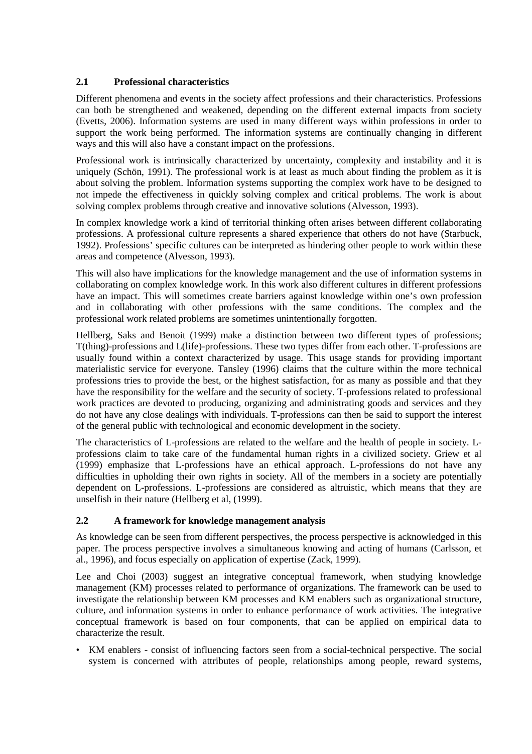### 2.1 Professional characteristics

Different phenomena and events in the society affect professions and their characteristics. Professions can both be strengthened and weakened, depending on the different external impacts from society (Evetts, 2006). Information systems are used in many different ways within professions in order to support the work being performed. The information systems are continually changing in different ways and this will also have a constant impact on the professions.

Professional work is intrinsically characterized by uncertainty, complexity and instability and it is uniquely (Schön, 1991). The professional work is at least as much about finding the problem as it is about solving the problem. Information systems supporting the complex work have to be designed to not impede the effectiveness in quickly solving complex and critical problems. The work is about solving complex problems through creative and innovative solutions (Alvesson, 1993).

In complex knowledge work a kind of territorial thinking often arises between different collaborating professions. A professional culture represents a shared experience that others do not have (Starbuck, 1992). Professions' specific cultures can be interpreted as hindering other people to work within these areas and competence (Alvesson, 1993).

This will also have implications for the knowledge management and the use of information systems in collaborating on complex knowledge work. In this work also different cultures in different professions have an impact. This will sometimes create barriers against knowledge within one's own profession and in collaborating with other professions with the same conditions. The complex and the professional work related problems are sometimes unintentionally forgotten.

Hellberg, Saks and Benoit (1999) make a distinction between two different types of professions; T(thing)-professions and L(life)-professions. These two types differ from each other. T-professions are usually found within a context characterized by usage. This usage stands for providing important materialistic service for everyone. Tansley (1996) claims that the culture within the more technical professions tries to provide the best, or the highest satisfaction, for as many as possible and that they have the responsibility for the welfare and the security of society. T-professions related to professional work practices are devoted to producing, organizing and administrating goods and services and they do not have any close dealings with individuals. T-professions can then be said to support the interest of the general public with technological and economic development in the society.

The characteristics of L-professions are related to the welfare and the health of people in society. L-professions claim to take care of the fundamental human rights in a civilized society. Griew et al (1999) emphasize that L-professions have an ethical approach. L-professions do not have any difficulties in upholding their own rights in society. All of the members in a society are potentially dependent on L-professions. L-professions are considered as altruistic, which means that they are unselfish in their nature (Hellberg et al, (1999).

### 2.2 A framework for knowledge management analysis

As knowledge can be seen from different perspectives, the process perspective is acknowledged in this paper. The process perspective involves a simultaneous knowing and acting of humans (Carlsson, et al., 1996), and focus especially on application of expertise (Zack, 1999).

Lee and Choi (2003) suggest an integrative conceptual framework, when studying knowledge management (KM) processes related to performance of organizations. The framework can be used to investigate the relationship between KM processes and KM enablers such as organizational structure, culture, and information systems in order to enhance performance of work activities. The integrative conceptual framework is based on four components, that can be applied on empirical data to characterize the result.

- KM enablers - consist of influencing factors seen from a social-technical perspective. The social system is concerned with attributes of people, relationships among people, reward systems,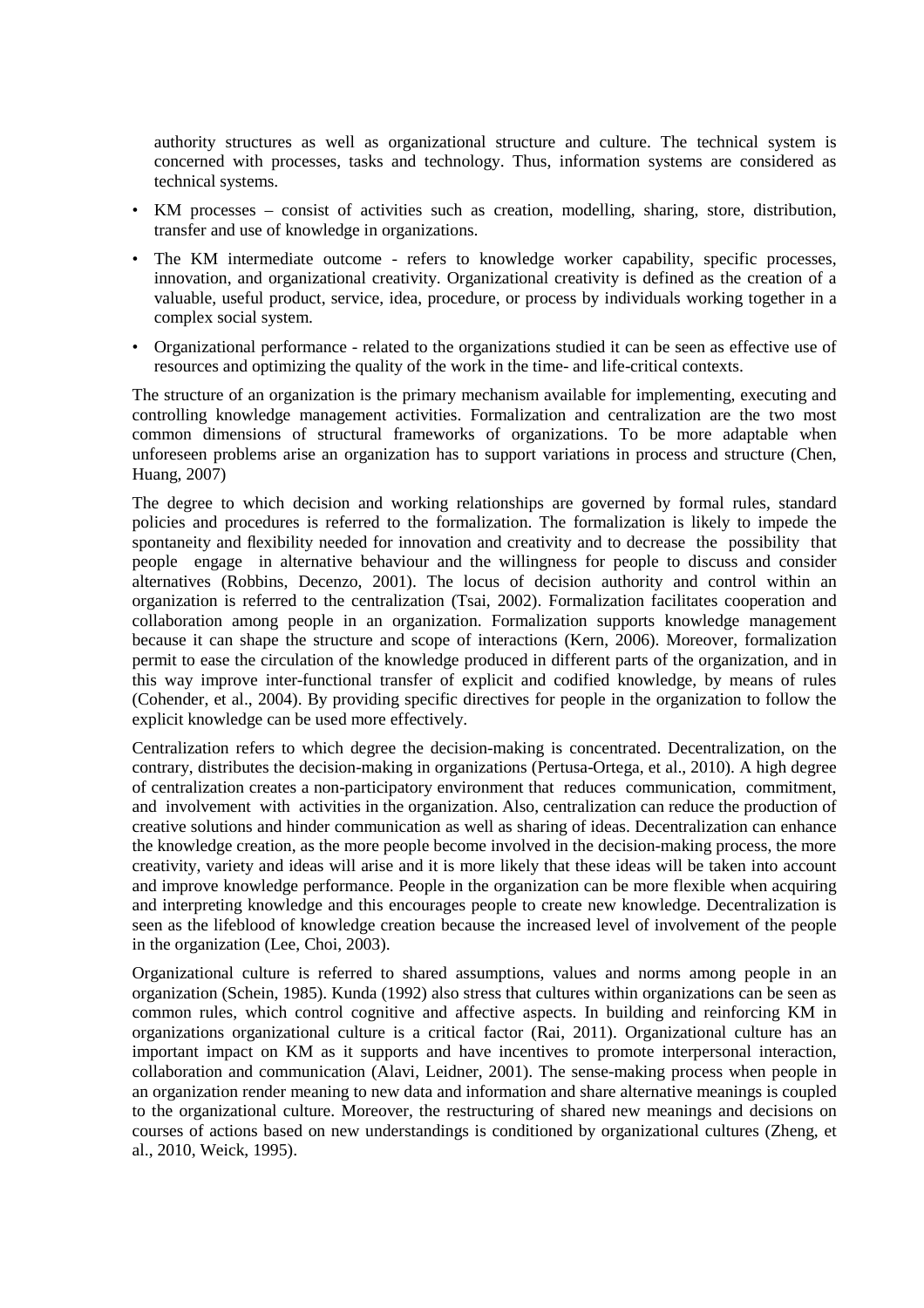authority structures as well as organizational structure and culture. The technical system is concerned with processes, tasks and technology. Thus, information systems are considered as technical systems.

- KM processes – consist of activities such as creation, modelling, sharing, store, distribution, transfer and use of knowledge in organizations.
- The KM intermediate outcome - refers to knowledge worker capability, specific processes, innovation, and organizational creativity. Organizational creativity is defined as the creation of a valuable, useful product, service, idea, procedure, or process by individuals working together in a complex social system.
- Organizational performance - related to the organizations studied it can be seen as effective use of resources and optimizing the quality of the work in the time- and life-critical contexts.

The structure of an organization is the primary mechanism available for implementing, executing and controlling knowledge management activities. Formalization and centralization are the two most common dimensions of structural frameworks of organizations. To be more adaptable when unforeseen problems arise an organization has to support variations in process and structure (Chen, Huang, 2007)

The degree to which decision and working relationships are governed by formal rules, standard policies and procedures is referred to the formalization. The formalization is likely to impede the spontaneity and flexibility needed for innovation and creativity and to decrease the possibility that people engage in alternative behaviour and the willingness for people to discuss and consider alternatives (Robbins, Decenzo, 2001). The locus of decision authority and control within an organization is referred to the centralization (Tsai, 2002). Formalization facilitates cooperation and collaboration among people in an organization. Formalization supports knowledge management because it can shape the structure and scope of interactions (Kern, 2006). Moreover, formalization permit to ease the circulation of the knowledge produced in different parts of the organization, and in this way improve inter-functional transfer of explicit and codified knowledge, by means of rules (Cohender, et al., 2004). By providing specific directives for people in the organization to follow the explicit knowledge can be used more effectively.

Centralization refers to which degree the decision-making is concentrated. Decentralization, on the contrary, distributes the decision-making in organizations (Pertusa-Ortega, et al., 2010). A high degree of centralization creates a non-participatory environment that reduces communication, commitment, and involvement with activities in the organization. Also, centralization can reduce the production of creative solutions and hinder communication as well as sharing of ideas. Decentralization can enhance the knowledge creation, as the more people become involved in the decision-making process, the more creativity, variety and ideas will arise and it is more likely that these ideas will be taken into account and improve knowledge performance. People in the organization can be more flexible when acquiring and interpreting knowledge and this encourages people to create new knowledge. Decentralization is seen as the lifeblood of knowledge creation because the increased level of involvement of the people in the organization (Lee, Choi, 2003).

Organizational culture is referred to shared assumptions, values and norms among people in an organization (Schein, 1985). Kunda (1992) also stress that cultures within organizations can be seen as common rules, which control cognitive and affective aspects. In building and reinforcing KM in organizations organizational culture is a critical factor (Rai, 2011). Organizational culture has an important impact on KM as it supports and have incentives to promote interpersonal interaction, collaboration and communication (Alavi, Leidner, 2001). The sense-making process when people in an organization render meaning to new data and information and share alternative meanings is coupled to the organizational culture. Moreover, the restructuring of shared new meanings and decisions on courses of actions based on new understandings is conditioned by organizational cultures (Zheng, et al., 2010, Weick, 1995).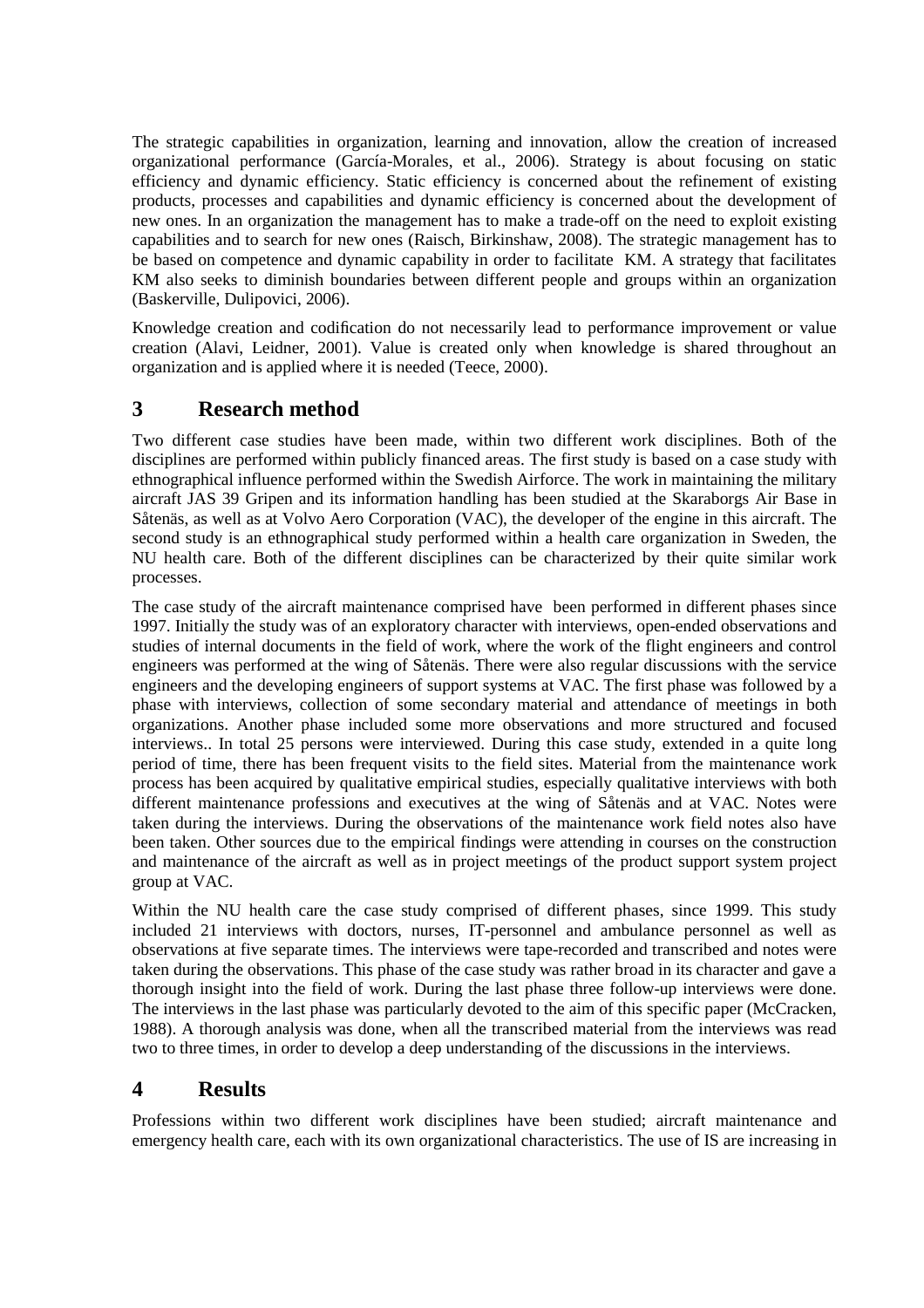The strategic capabilities in organization, learning and innovation, allow the creation of increased organizational performance (García-Morales, et al., 2006). Strategy is about focusing on static efficiency and dynamic efficiency. Static efficiency is concerned about the refinement of existing products, processes and capabilities and dynamic efficiency is concerned about the development of new ones. In an organization the management has to make a trade-off on the need to exploit existing capabilities and to search for new ones (Raisch, Birkinshaw, 2008). The strategic management has to be based on competence and dynamic capability in order to facilitate KM. A strategy that facilitates KM also seeks to diminish boundaries between different people and groups within an organization (Baskerville, Dulipovici, 2006).

Knowledge creation and codification do not necessarily lead to performance improvement or value creation (Alavi, Leidner, 2001). Value is created only when knowledge is shared throughout an organization and is applied where it is needed (Teece, 2000).

# 3 Research method

Two different case studies have been made, within two different work disciplines. Both of the disciplines are performed within publicly financed areas. The first study is based on a case study with ethnographical influence performed within the Swedish Airforce. The work in maintaining the military aircraft JAS 39 Gripen and its information handling has been studied at the Skaraborgs Air Base in Såtenäs, as well as at Volvo Aero Corporation (VAC), the developer of the engine in this aircraft. The second study is an ethnographical study performed within a health care organization in Sweden, the NU health care. Both of the different disciplines can be characterized by their quite similar work processes.

The case study of the aircraft maintenance comprised have been performed in different phases since 1997. Initially the study was of an exploratory character with interviews, open-ended observations and studies of internal documents in the field of work, where the work of the flight engineers and control engineers was performed at the wing of Såtenäs. There were also regular discussions with the service engineers and the developing engineers of support systems at VAC. The first phase was followed by a phase with interviews, collection of some secondary material and attendance of meetings in both organizations. Another phase included some more observations and more structured and focused interviews.. In total 25 persons were interviewed. During this case study, extended in a quite long period of time, there has been frequent visits to the field sites. Material from the maintenance work process has been acquired by qualitative empirical studies, especially qualitative interviews with both different maintenance professions and executives at the wing of Såtenäs and at VAC. Notes were taken during the interviews. During the observations of the maintenance work field notes also have been taken. Other sources due to the empirical findings were attending in courses on the construction and maintenance of the aircraft as well as in project meetings of the product support system project group at VAC.

Within the NU health care the case study comprised of different phases, since 1999. This study included 21 interviews with doctors, nurses, IT-personnel and ambulance personnel as well as observations at five separate times. The interviews were tape-recorded and transcribed and notes were taken during the observations. This phase of the case study was rather broad in its character and gave a thorough insight into the field of work. During the last phase three follow-up interviews were done. The interviews in the last phase was particularly devoted to the aim of this specific paper (McCracken, 1988). A thorough analysis was done, when all the transcribed material from the interviews was read two to three times, in order to develop a deep understanding of the discussions in the interviews.

# 4 Results

Professions within two different work disciplines have been studied; aircraft maintenance and emergency health care, each with its own organizational characteristics. The use of IS are increasing in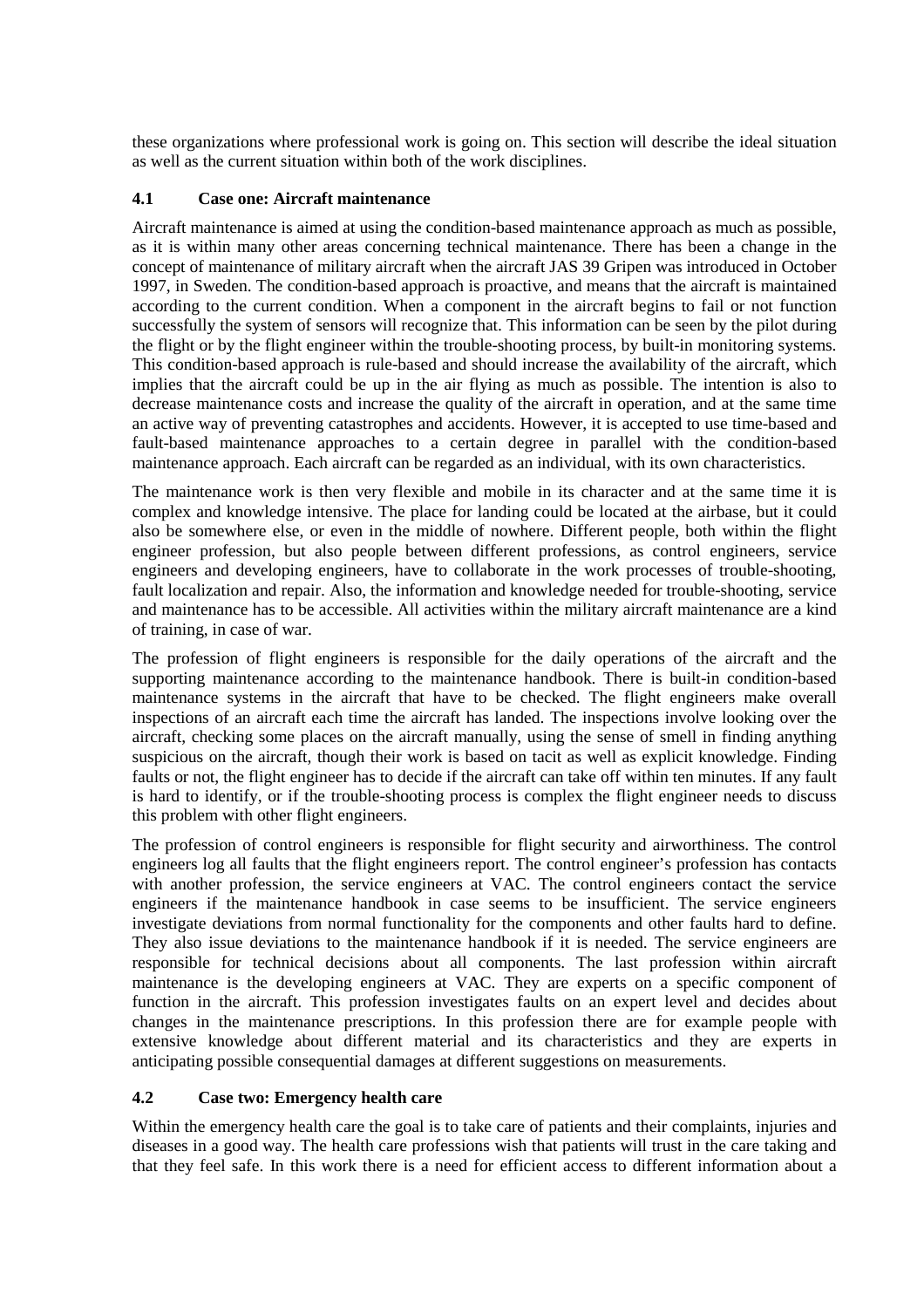these organizations where professional work is going on. This section will describe the ideal situation as well as the current situation within both of the work disciplines.

### 4.1 Case one: Aircraft maintenance

Aircraft maintenance is aimed at using the condition-based maintenance approach as much as possible, as it is within many other areas concerning technical maintenance. There has been a change in the concept of maintenance of military aircraft when the aircraft JAS 39 Gripen was introduced in October 1997, in Sweden. The condition-based approach is proactive, and means that the aircraft is maintained according to the current condition. When a component in the aircraft begins to fail or not function successfully the system of sensors will recognize that. This information can be seen by the pilot during the flight or by the flight engineer within the trouble-shooting process, by built-in monitoring systems. This condition-based approach is rule-based and should increase the availability of the aircraft, which implies that the aircraft could be up in the air flying as much as possible. The intention is also to decrease maintenance costs and increase the quality of the aircraft in operation, and at the same time an active way of preventing catastrophes and accidents. However, it is accepted to use time-based and fault-based maintenance approaches to a certain degree in parallel with the condition-based maintenance approach. Each aircraft can be regarded as an individual, with its own characteristics.

The maintenance work is then very flexible and mobile in its character and at the same time it is complex and knowledge intensive. The place for landing could be located at the airbase, but it could also be somewhere else, or even in the middle of nowhere. Different people, both within the flight engineer profession, but also people between different professions, as control engineers, service engineers and developing engineers, have to collaborate in the work processes of trouble-shooting, fault localization and repair. Also, the information and knowledge needed for trouble-shooting, service and maintenance has to be accessible. All activities within the military aircraft maintenance are a kind of training, in case of war.

The profession of flight engineers is responsible for the daily operations of the aircraft and the supporting maintenance according to the maintenance handbook. There is built-in condition-based maintenance systems in the aircraft that have to be checked. The flight engineers make overall inspections of an aircraft each time the aircraft has landed. The inspections involve looking over the aircraft, checking some places on the aircraft manually, using the sense of smell in finding anything suspicious on the aircraft, though their work is based on tacit as well as explicit knowledge. Finding faults or not, the flight engineer has to decide if the aircraft can take off within ten minutes. If any fault is hard to identify, or if the trouble-shooting process is complex the flight engineer needs to discuss this problem with other flight engineers.

The profession of control engineers is responsible for flight security and airworthiness. The control engineers log all faults that the flight engineers report. The control engineer's profession has contacts with another profession, the service engineers at VAC. The control engineers contact the service engineers if the maintenance handbook in case seems to be insufficient. The service engineers investigate deviations from normal functionality for the components and other faults hard to define. They also issue deviations to the maintenance handbook if it is needed. The service engineers are responsible for technical decisions about all components. The last profession within aircraft maintenance is the developing engineers at VAC. They are experts on a specific component of function in the aircraft. This profession investigates faults on an expert level and decides about changes in the maintenance prescriptions. In this profession there are for example people with extensive knowledge about different material and its characteristics and they are experts in anticipating possible consequential damages at different suggestions on measurements.

### 4.2 Case two: Emergency health care

Within the emergency health care the goal is to take care of patients and their complaints, injuries and diseases in a good way. The health care professions wish that patients will trust in the care taking and that they feel safe. In this work there is a need for efficient access to different information about a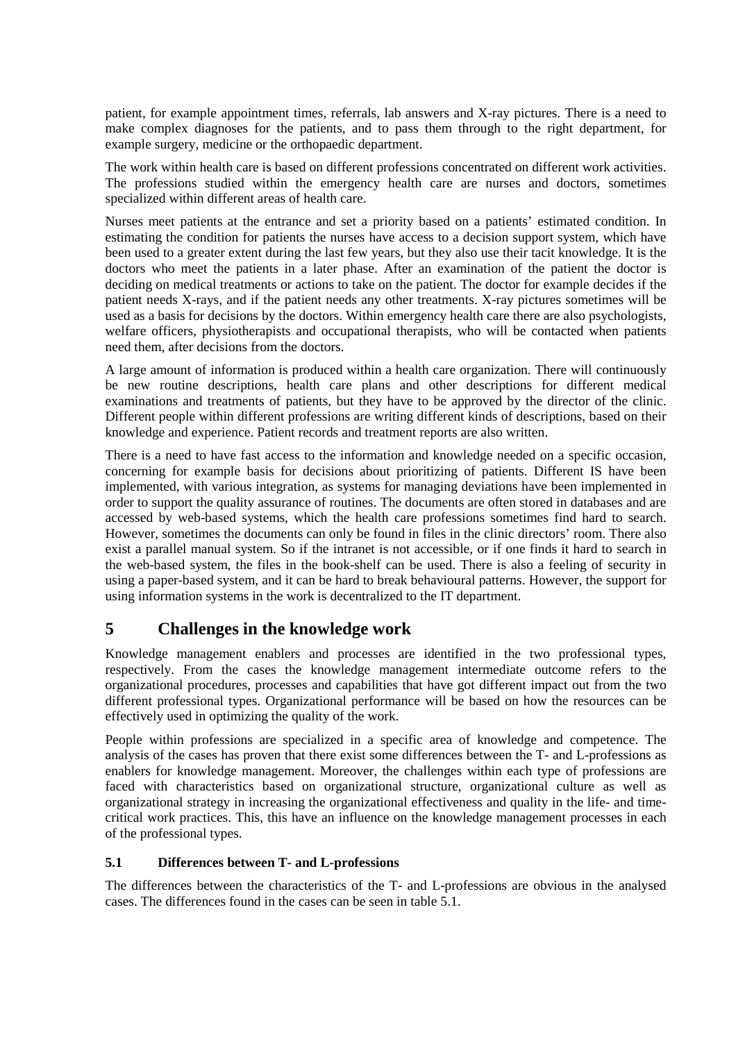patient, for example appointment times, referrals, lab answers and X-ray pictures. There is a need to make complex diagnoses for the patients, and to pass them through to the right department, for example surgery, medicine or the orthopaedic department.

The work within health care is based on different professions concentrated on different work activities. The professions studied within the emergency health care are nurses and doctors, sometimes specialized within different areas of health care.

Nurses meet patients at the entrance and set a priority based on a patients' estimated condition. In estimating the condition for patients the nurses have access to a decision support system, which have been used to a greater extent during the last few years, but they also use their tacit knowledge. It is the doctors who meet the patients in a later phase. After an examination of the patient the doctor is deciding on medical treatments or actions to take on the patient. The doctor for example decides if the patient needs X-rays, and if the patient needs any other treatments. X-ray pictures sometimes will be used as a basis for decisions by the doctors. Within emergency health care there are also psychologists, welfare officers, physiotherapists and occupational therapists, who will be contacted when patients need them, after decisions from the doctors.

A large amount of information is produced within a health care organization. There will continuously be new routine descriptions, health care plans and other descriptions for different medical examinations and treatments of patients, but they have to be approved by the director of the clinic. Different people within different professions are writing different kinds of descriptions, based on their knowledge and experience. Patient records and treatment reports are also written.

There is a need to have fast access to the information and knowledge needed on a specific occasion, concerning for example basis for decisions about prioritizing of patients. Different IS have been implemented, with various integration, as systems for managing deviations have been implemented in order to support the quality assurance of routines. The documents are often stored in databases and are accessed by web-based systems, which the health care professions sometimes find hard to search. However, sometimes the documents can only be found in files in the clinic directors' room. There also exist a parallel manual system. So if the intranet is not accessible, or if one finds it hard to search in the web-based system, the files in the book-shelf can be used. There is also a feeling of security in using a paper-based system, and it can be hard to break behavioural patterns. However, the support for using information systems in the work is decentralized to the IT department.

# 5 Challenges in the knowledge work

Knowledge management enablers and processes are identified in the two professional types, respectively. From the cases the knowledge management intermediate outcome refers to the organizational procedures, processes and capabilities that have got different impact out from the two different professional types. Organizational performance will be based on how the resources can be effectively used in optimizing the quality of the work.

People within professions are specialized in a specific area of knowledge and competence. The analysis of the cases has proven that there exist some differences between the T- and L-professions as enablers for knowledge management. Moreover, the challenges within each type of professions are faced with characteristics based on organizational structure, organizational culture as well as organizational strategy in increasing the organizational effectiveness and quality in the life- and time-critical work practices. This, this have an influence on the knowledge management processes in each of the professional types.

## 5.1 Differences between T- and L-professions

The differences between the characteristics of the T- and L-professions are obvious in the analysed cases. The differences found in the cases can be seen in table 5.1.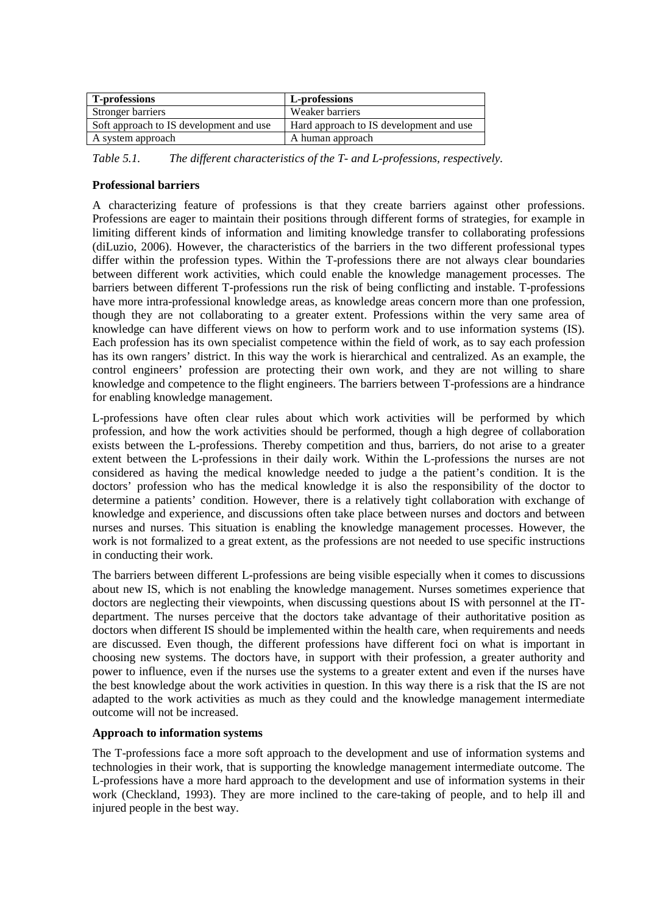| T-professions | L-professions |
| --- | --- |
| Stronger barriers | Weaker barriers |
| Soft approach to IS development and use | Hard approach to IS development and use |
| A system approach | A human approach |

*Table 5.1. The different characteristics of the T- and L-professions, respectively.*

**Professional barriers**

A characterizing feature of professions is that they create barriers against other professions. Professions are eager to maintain their positions through different forms of strategies, for example in limiting different kinds of information and limiting knowledge transfer to collaborating professions (diLuzio, 2006). However, the characteristics of the barriers in the two different professional types differ within the profession types. Within the T-professions there are not always clear boundaries between different work activities, which could enable the knowledge management processes. The barriers between different T-professions run the risk of being conflicting and instable. T-professions have more intra-professional knowledge areas, as knowledge areas concern more than one profession, though they are not collaborating to a greater extent. Professions within the very same area of knowledge can have different views on how to perform work and to use information systems (IS). Each profession has its own specialist competence within the field of work, as to say each profession has its own rangers' district. In this way the work is hierarchical and centralized. As an example, the control engineers' profession are protecting their own work, and they are not willing to share knowledge and competence to the flight engineers. The barriers between T-professions are a hindrance for enabling knowledge management.

L-professions have often clear rules about which work activities will be performed by which profession, and how the work activities should be performed, though a high degree of collaboration exists between the L-professions. Thereby competition and thus, barriers, do not arise to a greater extent between the L-professions in their daily work. Within the L-professions the nurses are not considered as having the medical knowledge needed to judge a the patient's condition. It is the doctors' profession who has the medical knowledge it is also the responsibility of the doctor to determine a patients' condition. However, there is a relatively tight collaboration with exchange of knowledge and experience, and discussions often take place between nurses and doctors and between nurses and nurses. This situation is enabling the knowledge management processes. However, the work is not formalized to a great extent, as the professions are not needed to use specific instructions in conducting their work.

The barriers between different L-professions are being visible especially when it comes to discussions about new IS, which is not enabling the knowledge management. Nurses sometimes experience that doctors are neglecting their viewpoints, when discussing questions about IS with personnel at the IT-department. The nurses perceive that the doctors take advantage of their authoritative position as doctors when different IS should be implemented within the health care, when requirements and needs are discussed. Even though, the different professions have different foci on what is important in choosing new systems. The doctors have, in support with their profession, a greater authority and power to influence, even if the nurses use the systems to a greater extent and even if the nurses have the best knowledge about the work activities in question. In this way there is a risk that the IS are not adapted to the work activities as much as they could and the knowledge management intermediate outcome will not be increased.

**Approach to information systems**

The T-professions face a more soft approach to the development and use of information systems and technologies in their work, that is supporting the knowledge management intermediate outcome. The L-professions have a more hard approach to the development and use of information systems in their work (Checkland, 1993). They are more inclined to the care-taking of people, and to help ill and injured people in the best way.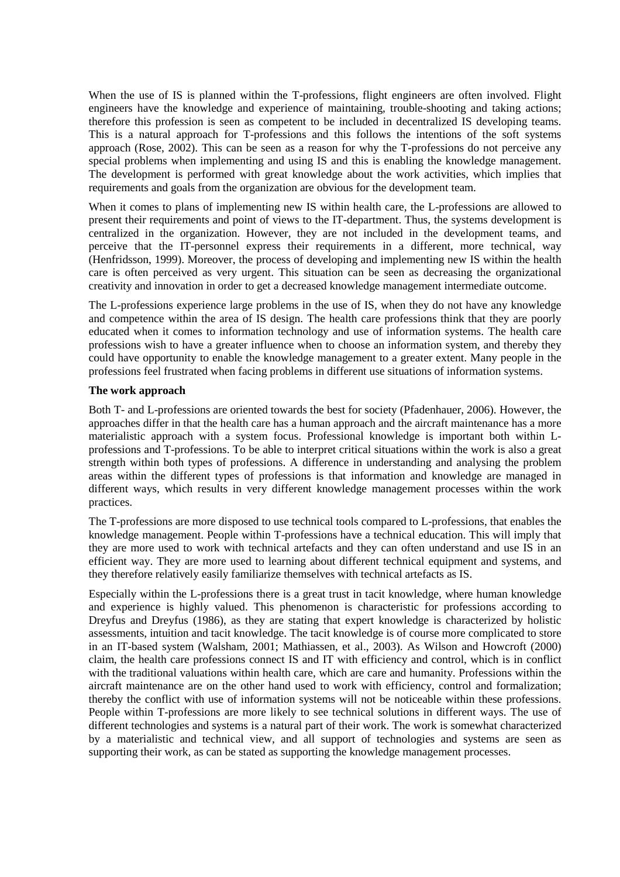When the use of IS is planned within the T-professions, flight engineers are often involved. Flight engineers have the knowledge and experience of maintaining, trouble-shooting and taking actions; therefore this profession is seen as competent to be included in decentralized IS developing teams. This is a natural approach for T-professions and this follows the intentions of the soft systems approach (Rose, 2002). This can be seen as a reason for why the T-professions do not perceive any special problems when implementing and using IS and this is enabling the knowledge management. The development is performed with great knowledge about the work activities, which implies that requirements and goals from the organization are obvious for the development team.

When it comes to plans of implementing new IS within health care, the L-professions are allowed to present their requirements and point of views to the IT-department. Thus, the systems development is centralized in the organization. However, they are not included in the development teams, and perceive that the IT-personnel express their requirements in a different, more technical, way (Henfridsson, 1999). Moreover, the process of developing and implementing new IS within the health care is often perceived as very urgent. This situation can be seen as decreasing the organizational creativity and innovation in order to get a decreased knowledge management intermediate outcome.

The L-professions experience large problems in the use of IS, when they do not have any knowledge and competence within the area of IS design. The health care professions think that they are poorly educated when it comes to information technology and use of information systems. The health care professions wish to have a greater influence when to choose an information system, and thereby they could have opportunity to enable the knowledge management to a greater extent. Many people in the professions feel frustrated when facing problems in different use situations of information systems.

**The work approach**

Both T- and L-professions are oriented towards the best for society (Pfadenhauer, 2006). However, the approaches differ in that the health care has a human approach and the aircraft maintenance has a more materialistic approach with a system focus. Professional knowledge is important both within L-professions and T-professions. To be able to interpret critical situations within the work is also a great strength within both types of professions. A difference in understanding and analysing the problem areas within the different types of professions is that information and knowledge are managed in different ways, which results in very different knowledge management processes within the work practices.

The T-professions are more disposed to use technical tools compared to L-professions, that enables the knowledge management. People within T-professions have a technical education. This will imply that they are more used to work with technical artefacts and they can often understand and use IS in an efficient way. They are more used to learning about different technical equipment and systems, and they therefore relatively easily familiarize themselves with technical artefacts as IS.

Especially within the L-professions there is a great trust in tacit knowledge, where human knowledge and experience is highly valued. This phenomenon is characteristic for professions according to Dreyfus and Dreyfus (1986), as they are stating that expert knowledge is characterized by holistic assessments, intuition and tacit knowledge. The tacit knowledge is of course more complicated to store in an IT-based system (Walsham, 2001; Mathiassen, et al., 2003). As Wilson and Howcroft (2000) claim, the health care professions connect IS and IT with efficiency and control, which is in conflict with the traditional valuations within health care, which are care and humanity. Professions within the aircraft maintenance are on the other hand used to work with efficiency, control and formalization; thereby the conflict with use of information systems will not be noticeable within these professions. People within T-professions are more likely to see technical solutions in different ways. The use of different technologies and systems is a natural part of their work. The work is somewhat characterized by a materialistic and technical view, and all support of technologies and systems are seen as supporting their work, as can be stated as supporting the knowledge management processes.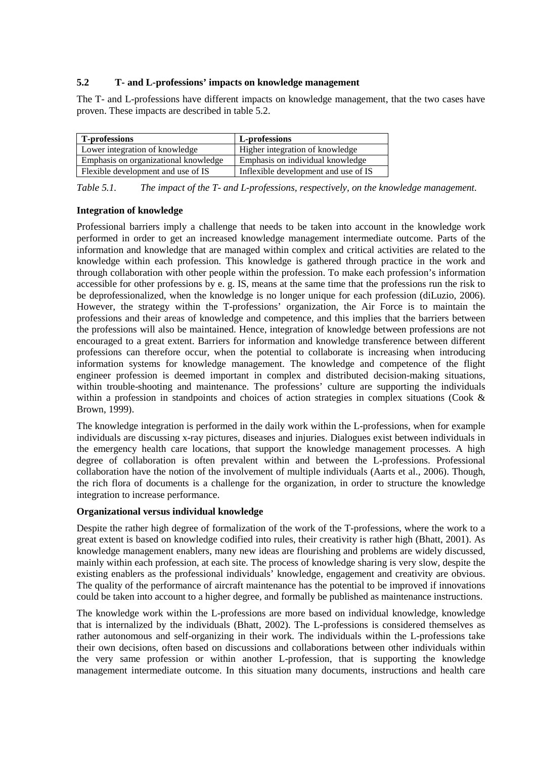### 5.2 T- and L-professions' impacts on knowledge management

The T- and L-professions have different impacts on knowledge management, that the two cases have proven. These impacts are described in table 5.2.

| T-professions | L-professions |
|---|---|
| Lower integration of knowledge | Higher integration of knowledge |
| Emphasis on organizational knowledge | Emphasis on individual knowledge |
| Flexible development and use of IS | Inflexible development and use of IS |

*Table 5.1. The impact of the T- and L-professions, respectively, on the knowledge management.*

**Integration of knowledge**

Professional barriers imply a challenge that needs to be taken into account in the knowledge work performed in order to get an increased knowledge management intermediate outcome. Parts of the information and knowledge that are managed within complex and critical activities are related to the knowledge within each profession. This knowledge is gathered through practice in the work and through collaboration with other people within the profession. To make each profession's information accessible for other professions by e. g. IS, means at the same time that the professions run the risk to be deprofessionalized, when the knowledge is no longer unique for each profession (diLuzio, 2006). However, the strategy within the T-professions' organization, the Air Force is to maintain the professions and their areas of knowledge and competence, and this implies that the barriers between the professions will also be maintained. Hence, integration of knowledge between professions are not encouraged to a great extent. Barriers for information and knowledge transference between different professions can therefore occur, when the potential to collaborate is increasing when introducing information systems for knowledge management. The knowledge and competence of the flight engineer profession is deemed important in complex and distributed decision-making situations, within trouble-shooting and maintenance. The professions' culture are supporting the individuals within a profession in standpoints and choices of action strategies in complex situations (Cook & Brown, 1999).

The knowledge integration is performed in the daily work within the L-professions, when for example individuals are discussing x-ray pictures, diseases and injuries. Dialogues exist between individuals in the emergency health care locations, that support the knowledge management processes. A high degree of collaboration is often prevalent within and between the L-professions. Professional collaboration have the notion of the involvement of multiple individuals (Aarts et al., 2006). Though, the rich flora of documents is a challenge for the organization, in order to structure the knowledge integration to increase performance.

**Organizational versus individual knowledge**

Despite the rather high degree of formalization of the work of the T-professions, where the work to a great extent is based on knowledge codified into rules, their creativity is rather high (Bhatt, 2001). As knowledge management enablers, many new ideas are flourishing and problems are widely discussed, mainly within each profession, at each site. The process of knowledge sharing is very slow, despite the existing enablers as the professional individuals' knowledge, engagement and creativity are obvious. The quality of the performance of aircraft maintenance has the potential to be improved if innovations could be taken into account to a higher degree, and formally be published as maintenance instructions.

The knowledge work within the L-professions are more based on individual knowledge, knowledge that is internalized by the individuals (Bhatt, 2002). The L-professions is considered themselves as rather autonomous and self-organizing in their work. The individuals within the L-professions take their own decisions, often based on discussions and collaborations between other individuals within the very same profession or within another L-profession, that is supporting the knowledge management intermediate outcome. In this situation many documents, instructions and health care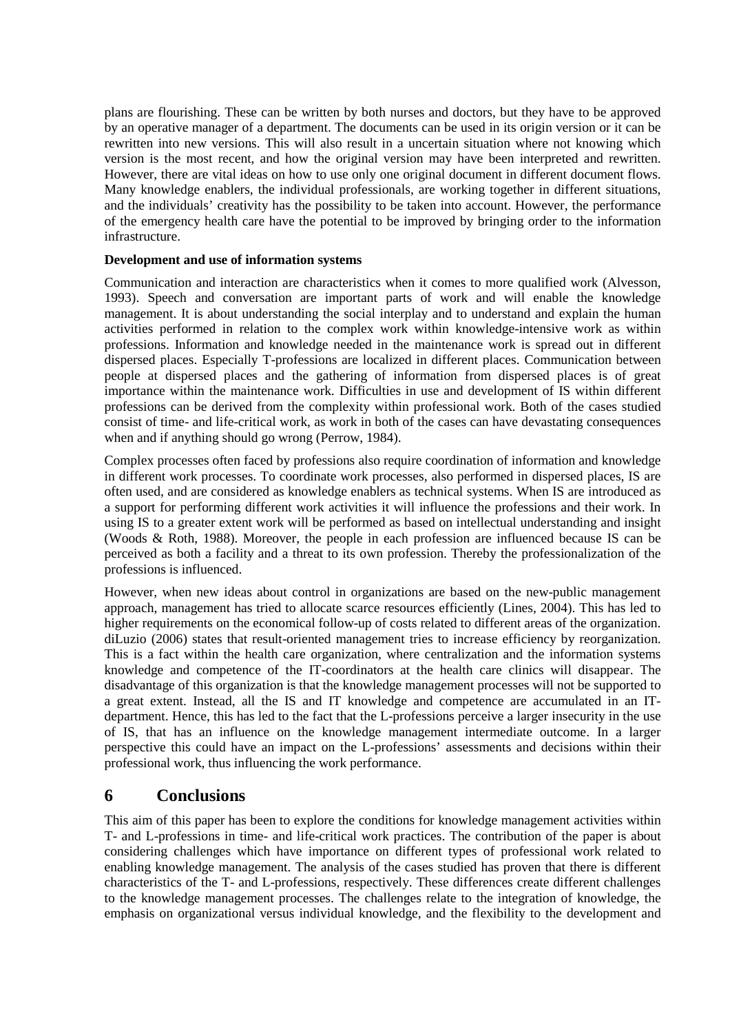plans are flourishing. These can be written by both nurses and doctors, but they have to be approved by an operative manager of a department. The documents can be used in its origin version or it can be rewritten into new versions. This will also result in a uncertain situation where not knowing which version is the most recent, and how the original version may have been interpreted and rewritten. However, there are vital ideas on how to use only one original document in different document flows. Many knowledge enablers, the individual professionals, are working together in different situations, and the individuals' creativity has the possibility to be taken into account. However, the performance of the emergency health care have the potential to be improved by bringing order to the information infrastructure.

**Development and use of information systems**

Communication and interaction are characteristics when it comes to more qualified work (Alvesson, 1993). Speech and conversation are important parts of work and will enable the knowledge management. It is about understanding the social interplay and to understand and explain the human activities performed in relation to the complex work within knowledge-intensive work as within professions. Information and knowledge needed in the maintenance work is spread out in different dispersed places. Especially T-professions are localized in different places. Communication between people at dispersed places and the gathering of information from dispersed places is of great importance within the maintenance work. Difficulties in use and development of IS within different professions can be derived from the complexity within professional work. Both of the cases studied consist of time- and life-critical work, as work in both of the cases can have devastating consequences when and if anything should go wrong (Perrow, 1984).

Complex processes often faced by professions also require coordination of information and knowledge in different work processes. To coordinate work processes, also performed in dispersed places, IS are often used, and are considered as knowledge enablers as technical systems. When IS are introduced as a support for performing different work activities it will influence the professions and their work. In using IS to a greater extent work will be performed as based on intellectual understanding and insight (Woods & Roth, 1988). Moreover, the people in each profession are influenced because IS can be perceived as both a facility and a threat to its own profession. Thereby the professionalization of the professions is influenced.

However, when new ideas about control in organizations are based on the new-public management approach, management has tried to allocate scarce resources efficiently (Lines, 2004). This has led to higher requirements on the economical follow-up of costs related to different areas of the organization. diLuzio (2006) states that result-oriented management tries to increase efficiency by reorganization. This is a fact within the health care organization, where centralization and the information systems knowledge and competence of the IT-coordinators at the health care clinics will disappear. The disadvantage of this organization is that the knowledge management processes will not be supported to a great extent. Instead, all the IS and IT knowledge and competence are accumulated in an IT-department. Hence, this has led to the fact that the L-professions perceive a larger insecurity in the use of IS, that has an influence on the knowledge management intermediate outcome. In a larger perspective this could have an impact on the L-professions' assessments and decisions within their professional work, thus influencing the work performance.

# 6 Conclusions

This aim of this paper has been to explore the conditions for knowledge management activities within T- and L-professions in time- and life-critical work practices. The contribution of the paper is about considering challenges which have importance on different types of professional work related to enabling knowledge management. The analysis of the cases studied has proven that there is different characteristics of the T- and L-professions, respectively. These differences create different challenges to the knowledge management processes. The challenges relate to the integration of knowledge, the emphasis on organizational versus individual knowledge, and the flexibility to the development and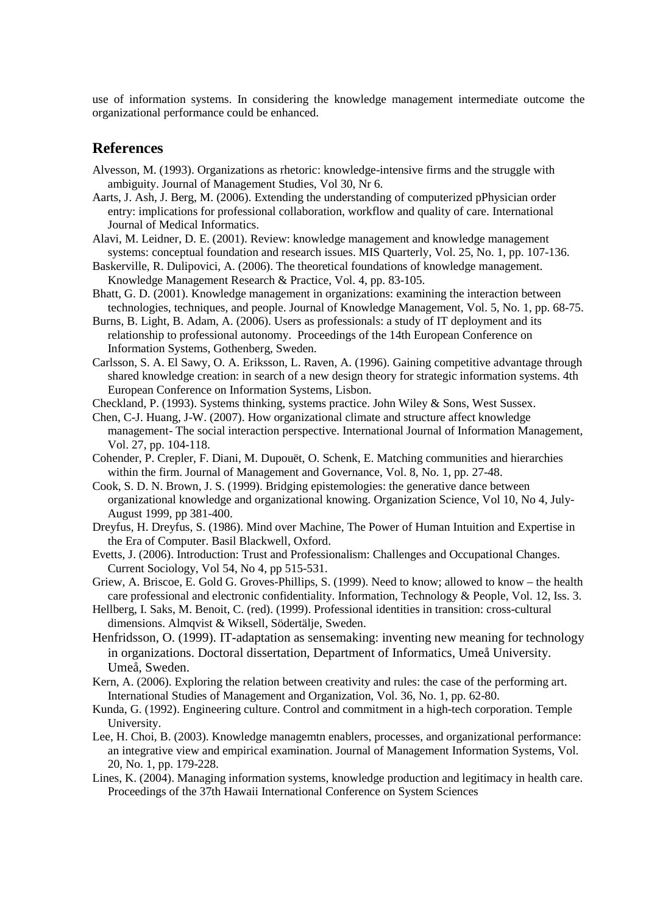use of information systems. In considering the knowledge management intermediate outcome the organizational performance could be enhanced.

## References

Alvesson, M. (1993). Organizations as rhetoric: knowledge-intensive firms and the struggle with ambiguity. Journal of Management Studies, Vol 30, Nr 6.

Aarts, J. Ash, J. Berg, M. (2006). Extending the understanding of computerized pPhysician order entry: implications for professional collaboration, workflow and quality of care. International Journal of Medical Informatics.

Alavi, M. Leidner, D. E. (2001). Review: knowledge management and knowledge management systems: conceptual foundation and research issues. MIS Quarterly, Vol. 25, No. 1, pp. 107-136.

Baskerville, R. Dulipovici, A. (2006). The theoretical foundations of knowledge management. Knowledge Management Research & Practice, Vol. 4, pp. 83-105.

Bhatt, G. D. (2001). Knowledge management in organizations: examining the interaction between technologies, techniques, and people. Journal of Knowledge Management, Vol. 5, No. 1, pp. 68-75.

Burns, B. Light, B. Adam, A. (2006). Users as professionals: a study of IT deployment and its relationship to professional autonomy. Proceedings of the 14th European Conference on Information Systems, Gothenberg, Sweden.

Carlsson, S. A. El Sawy, O. A. Eriksson, L. Raven, A. (1996). Gaining competitive advantage through shared knowledge creation: in search of a new design theory for strategic information systems. 4th European Conference on Information Systems, Lisbon.

Checkland, P. (1993). Systems thinking, systems practice. John Wiley & Sons, West Sussex.

Chen, C-J. Huang, J-W. (2007). How organizational climate and structure affect knowledge management- The social interaction perspective. International Journal of Information Management, Vol. 27, pp. 104-118.

Cohender, P. Crepler, F. Diani, M. Dupouët, O. Schenk, E. Matching communities and hierarchies within the firm. Journal of Management and Governance, Vol. 8, No. 1, pp. 27-48.

Cook, S. D. N. Brown, J. S. (1999). Bridging epistemologies: the generative dance between organizational knowledge and organizational knowing. Organization Science, Vol 10, No 4, July-August 1999, pp 381-400.

Dreyfus, H. Dreyfus, S. (1986). Mind over Machine, The Power of Human Intuition and Expertise in the Era of Computer. Basil Blackwell, Oxford.

Evetts, J. (2006). Introduction: Trust and Professionalism: Challenges and Occupational Changes. Current Sociology, Vol 54, No 4, pp 515-531.

Griew, A. Briscoe, E. Gold G. Groves-Phillips, S. (1999). Need to know; allowed to know – the health care professional and electronic confidentiality. Information, Technology & People, Vol. 12, Iss. 3.

Hellberg, I. Saks, M. Benoit, C. (red). (1999). Professional identities in transition: cross-cultural dimensions. Almqvist & Wiksell, Södertälje, Sweden.

Henfridsson, O. (1999). IT-adaptation as sensemaking: inventing new meaning for technology in organizations. Doctoral dissertation, Department of Informatics, Umeå University. Umeå, Sweden.

Kern, A. (2006). Exploring the relation between creativity and rules: the case of the performing art. International Studies of Management and Organization, Vol. 36, No. 1, pp. 62-80.

Kunda, G. (1992). Engineering culture. Control and commitment in a high-tech corporation. Temple University.

Lee, H. Choi, B. (2003). Knowledge managemtn enablers, processes, and organizational performance: an integrative view and empirical examination. Journal of Management Information Systems, Vol. 20, No. 1, pp. 179-228.

Lines, K. (2004). Managing information systems, knowledge production and legitimacy in health care. Proceedings of the 37th Hawaii International Conference on System Sciences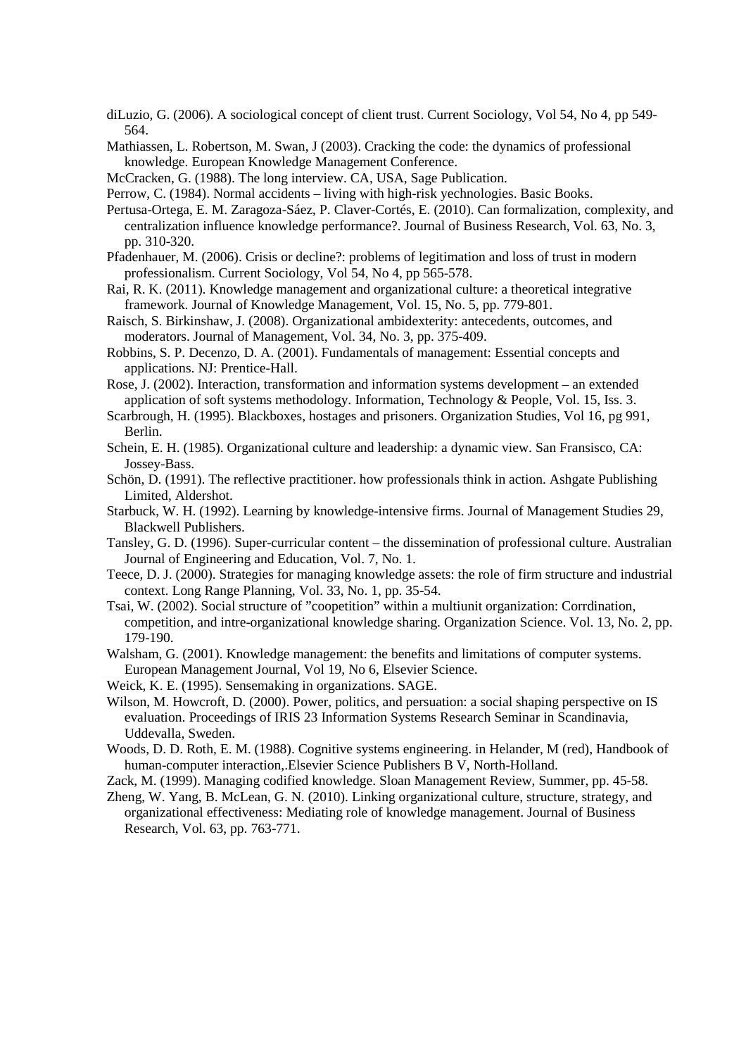diLuzio, G. (2006). A sociological concept of client trust. Current Sociology, Vol 54, No 4, pp 549-564.

Mathiassen, L. Robertson, M. Swan, J (2003). Cracking the code: the dynamics of professional knowledge. European Knowledge Management Conference.

McCracken, G. (1988). The long interview. CA, USA, Sage Publication.

Perrow, C. (1984). Normal accidents – living with high-risk yechnologies. Basic Books.

Pertusa-Ortega, E. M. Zaragoza-Sáez, P. Claver-Cortés, E. (2010). Can formalization, complexity, and centralization influence knowledge performance?. Journal of Business Research, Vol. 63, No. 3, pp. 310-320.

Pfadenhauer, M. (2006). Crisis or decline?: problems of legitimation and loss of trust in modern professionalism. Current Sociology, Vol 54, No 4, pp 565-578.

Rai, R. K. (2011). Knowledge management and organizational culture: a theoretical integrative framework. Journal of Knowledge Management, Vol. 15, No. 5, pp. 779-801.

Raisch, S. Birkinshaw, J. (2008). Organizational ambidexterity: antecedents, outcomes, and moderators. Journal of Management, Vol. 34, No. 3, pp. 375-409.

Robbins, S. P. Decenzo, D. A. (2001). Fundamentals of management: Essential concepts and applications. NJ: Prentice-Hall.

Rose, J. (2002). Interaction, transformation and information systems development – an extended application of soft systems methodology. Information, Technology & People, Vol. 15, Iss. 3.

Scarbrough, H. (1995). Blackboxes, hostages and prisoners. Organization Studies, Vol 16, pg 991, Berlin.

Schein, E. H. (1985). Organizational culture and leadership: a dynamic view. San Fransisco, CA: Jossey-Bass.

Schön, D. (1991). The reflective practitioner. how professionals think in action. Ashgate Publishing Limited, Aldershot.

Starbuck, W. H. (1992). Learning by knowledge-intensive firms. Journal of Management Studies 29, Blackwell Publishers.

Tansley, G. D. (1996). Super-curricular content – the dissemination of professional culture. Australian Journal of Engineering and Education, Vol. 7, No. 1.

Teece, D. J. (2000). Strategies for managing knowledge assets: the role of firm structure and industrial context. Long Range Planning, Vol. 33, No. 1, pp. 35-54.

Tsai, W. (2002). Social structure of "coopetition" within a multiunit organization: Corrdination, competition, and intre-organizational knowledge sharing. Organization Science. Vol. 13, No. 2, pp. 179-190.

Walsham, G. (2001). Knowledge management: the benefits and limitations of computer systems. European Management Journal, Vol 19, No 6, Elsevier Science.

Weick, K. E. (1995). Sensemaking in organizations. SAGE.

Wilson, M. Howcroft, D. (2000). Power, politics, and persuation: a social shaping perspective on IS evaluation. Proceedings of IRIS 23 Information Systems Research Seminar in Scandinavia, Uddevalla, Sweden.

Woods, D. D. Roth, E. M. (1988). Cognitive systems engineering. in Helander, M (red), Handbook of human-computer interaction,.Elsevier Science Publishers B V, North-Holland.

Zack, M. (1999). Managing codified knowledge. Sloan Management Review, Summer, pp. 45-58.

Zheng, W. Yang, B. McLean, G. N. (2010). Linking organizational culture, structure, strategy, and organizational effectiveness: Mediating role of knowledge management. Journal of Business Research, Vol. 63, pp. 763-771.